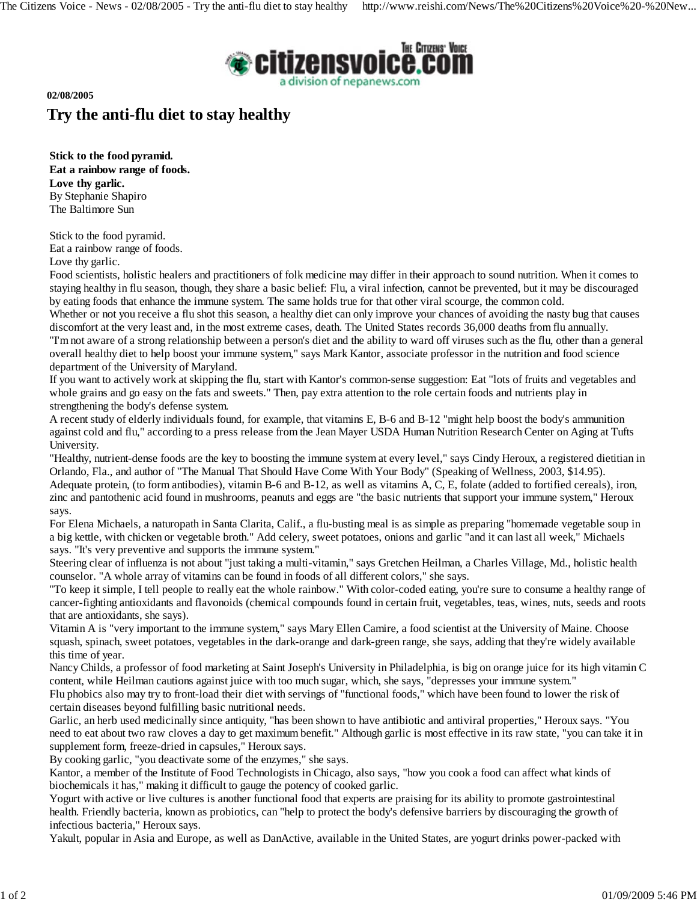02/08/2005

# Try the anti-flu diet to stay healthy

**Stick to the food pyramid.**
**Eat a rainbow range of foods.**
**Love thy garlic.**
By Stephanie Shapiro
The Baltimore Sun

Stick to the food pyramid.
Eat a rainbow range of foods.
Love thy garlic.

Food scientists, holistic healers and practitioners of folk medicine may differ in their approach to sound nutrition. When it comes to staying healthy in flu season, though, they share a basic belief: Flu, a viral infection, cannot be prevented, but it may be discouraged by eating foods that enhance the immune system. The same holds true for that other viral scourge, the common cold.

Whether or not you receive a flu shot this season, a healthy diet can only improve your chances of avoiding the nasty bug that causes discomfort at the very least and, in the most extreme cases, death. The United States records 36,000 deaths from flu annually.

"I'm not aware of a strong relationship between a person's diet and the ability to ward off viruses such as the flu, other than a general overall healthy diet to help boost your immune system," says Mark Kantor, associate professor in the nutrition and food science department of the University of Maryland.

If you want to actively work at skipping the flu, start with Kantor's common-sense suggestion: Eat "lots of fruits and vegetables and whole grains and go easy on the fats and sweets." Then, pay extra attention to the role certain foods and nutrients play in strengthening the body's defense system.

A recent study of elderly individuals found, for example, that vitamins E, B-6 and B-12 "might help boost the body's ammunition against cold and flu," according to a press release from the Jean Mayer USDA Human Nutrition Research Center on Aging at Tufts University.

"Healthy, nutrient-dense foods are the key to boosting the immune system at every level," says Cindy Heroux, a registered dietitian in Orlando, Fla., and author of "The Manual That Should Have Come With Your Body" (Speaking of Wellness, 2003, $14.95).

Adequate protein, (to form antibodies), vitamin B-6 and B-12, as well as vitamins A, C, E, folate (added to fortified cereals), iron, zinc and pantothenic acid found in mushrooms, peanuts and eggs are "the basic nutrients that support your immune system," Heroux says.

For Elena Michaels, a naturopath in Santa Clarita, Calif., a flu-busting meal is as simple as preparing "homemade vegetable soup in a big kettle, with chicken or vegetable broth." Add celery, sweet potatoes, onions and garlic "and it can last all week," Michaels says. "It's very preventive and supports the immune system."

Steering clear of influenza is not about "just taking a multi-vitamin," says Gretchen Heilman, a Charles Village, Md., holistic health counselor. "A whole array of vitamins can be found in foods of all different colors," she says.

"To keep it simple, I tell people to really eat the whole rainbow." With color-coded eating, you're sure to consume a healthy range of cancer-fighting antioxidants and flavonoids (chemical compounds found in certain fruit, vegetables, teas, wines, nuts, seeds and roots that are antioxidants, she says).

Vitamin A is "very important to the immune system," says Mary Ellen Camire, a food scientist at the University of Maine. Choose squash, spinach, sweet potatoes, vegetables in the dark-orange and dark-green range, she says, adding that they're widely available this time of year.

Nancy Childs, a professor of food marketing at Saint Joseph's University in Philadelphia, is big on orange juice for its high vitamin C content, while Heilman cautions against juice with too much sugar, which, she says, "depresses your immune system."

Flu phobics also may try to front-load their diet with servings of "functional foods," which have been found to lower the risk of certain diseases beyond fulfilling basic nutritional needs.

Garlic, an herb used medicinally since antiquity, "has been shown to have antibiotic and antiviral properties," Heroux says. "You need to eat about two raw cloves a day to get maximum benefit." Although garlic is most effective in its raw state, "you can take it in supplement form, freeze-dried in capsules," Heroux says.

By cooking garlic, "you deactivate some of the enzymes," she says.

Kantor, a member of the Institute of Food Technologists in Chicago, also says, "how you cook a food can affect what kinds of biochemicals it has," making it difficult to gauge the potency of cooked garlic.

Yogurt with active or live cultures is another functional food that experts are praising for its ability to promote gastrointestinal health. Friendly bacteria, known as probiotics, can "help to protect the body's defensive barriers by discouraging the growth of infectious bacteria," Heroux says.

Yakult, popular in Asia and Europe, as well as DanActive, available in the United States, are yogurt drinks power-packed with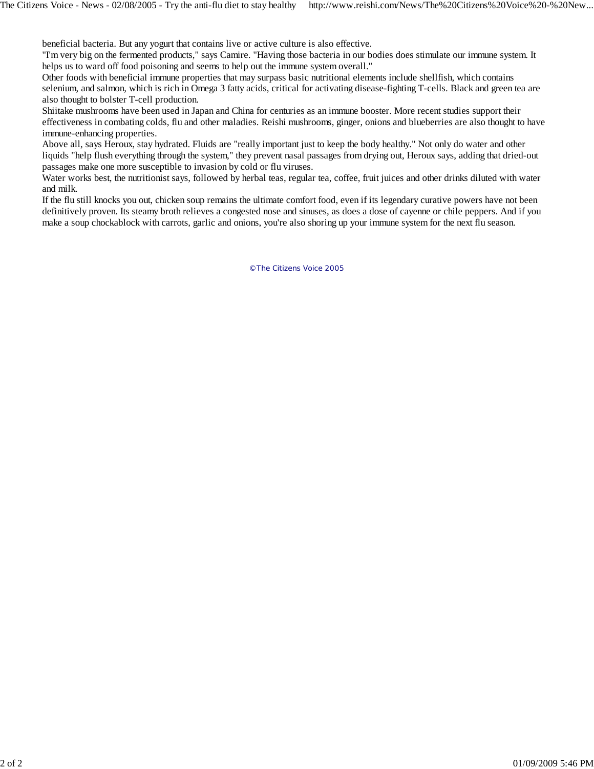beneficial bacteria. But any yogurt that contains live or active culture is also effective.

"I'm very big on the fermented products," says Camire. "Having those bacteria in our bodies does stimulate our immune system. It helps us to ward off food poisoning and seems to help out the immune system overall."

Other foods with beneficial immune properties that may surpass basic nutritional elements include shellfish, which contains selenium, and salmon, which is rich in Omega 3 fatty acids, critical for activating disease-fighting T-cells. Black and green tea are also thought to bolster T-cell production.

Shiitake mushrooms have been used in Japan and China for centuries as an immune booster. More recent studies support their effectiveness in combating colds, flu and other maladies. Reishi mushrooms, ginger, onions and blueberries are also thought to have immune-enhancing properties.

Above all, says Heroux, stay hydrated. Fluids are "really important just to keep the body healthy." Not only do water and other liquids "help flush everything through the system," they prevent nasal passages from drying out, Heroux says, adding that dried-out passages make one more susceptible to invasion by cold or flu viruses.

Water works best, the nutritionist says, followed by herbal teas, regular tea, coffee, fruit juices and other drinks diluted with water and milk.

If the flu still knocks you out, chicken soup remains the ultimate comfort food, even if its legendary curative powers have not been definitively proven. Its steamy broth relieves a congested nose and sinuses, as does a dose of cayenne or chile peppers. And if you make a soup chockablock with carrots, garlic and onions, you're also shoring up your immune system for the next flu season.

©The Citizens Voice 2005